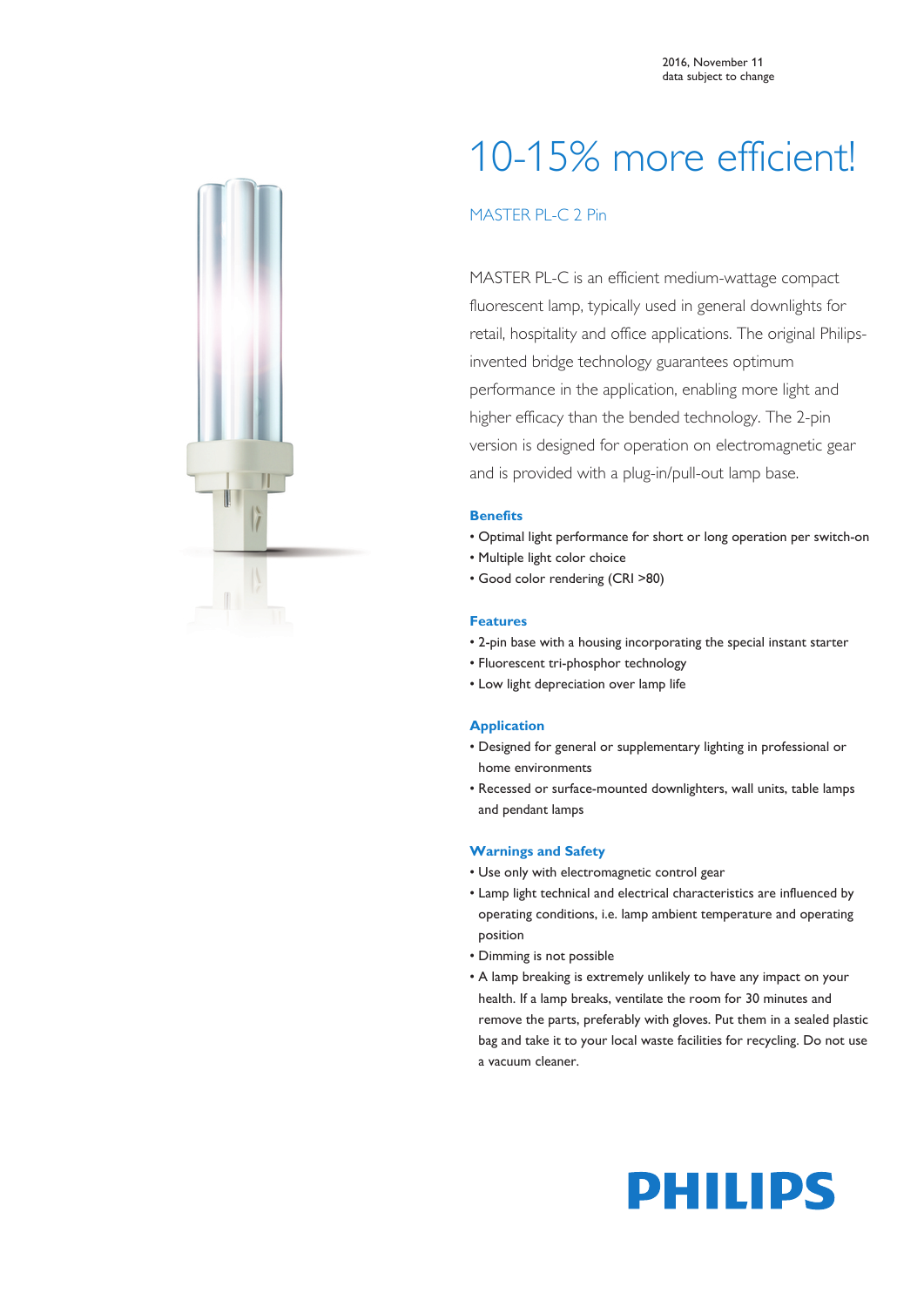2016, November 11
data subject to change

# 10-15% more efficient!

## MASTER PL-C 2 Pin

MASTER PL-C is an efficient medium-wattage compact fluorescent lamp, typically used in general downlights for retail, hospitality and office applications. The original Philips-invented bridge technology guarantees optimum performance in the application, enabling more light and higher efficacy than the bended technology. The 2-pin version is designed for operation on electromagnetic gear and is provided with a plug-in/pull-out lamp base.

### Benefits

- Optimal light performance for short or long operation per switch-on
- Multiple light color choice
- Good color rendering (CRI >80)

### Features

- 2-pin base with a housing incorporating the special instant starter
- Fluorescent tri-phosphor technology
- Low light depreciation over lamp life

### Application

- Designed for general or supplementary lighting in professional or home environments
- Recessed or surface-mounted downlighters, wall units, table lamps and pendant lamps

### Warnings and Safety

- Use only with electromagnetic control gear
- Lamp light technical and electrical characteristics are influenced by operating conditions, i.e. lamp ambient temperature and operating position
- Dimming is not possible
- A lamp breaking is extremely unlikely to have any impact on your health. If a lamp breaks, ventilate the room for 30 minutes and remove the parts, preferably with gloves. Put them in a sealed plastic bag and take it to your local waste facilities for recycling. Do not use a vacuum cleaner.

PHILIPS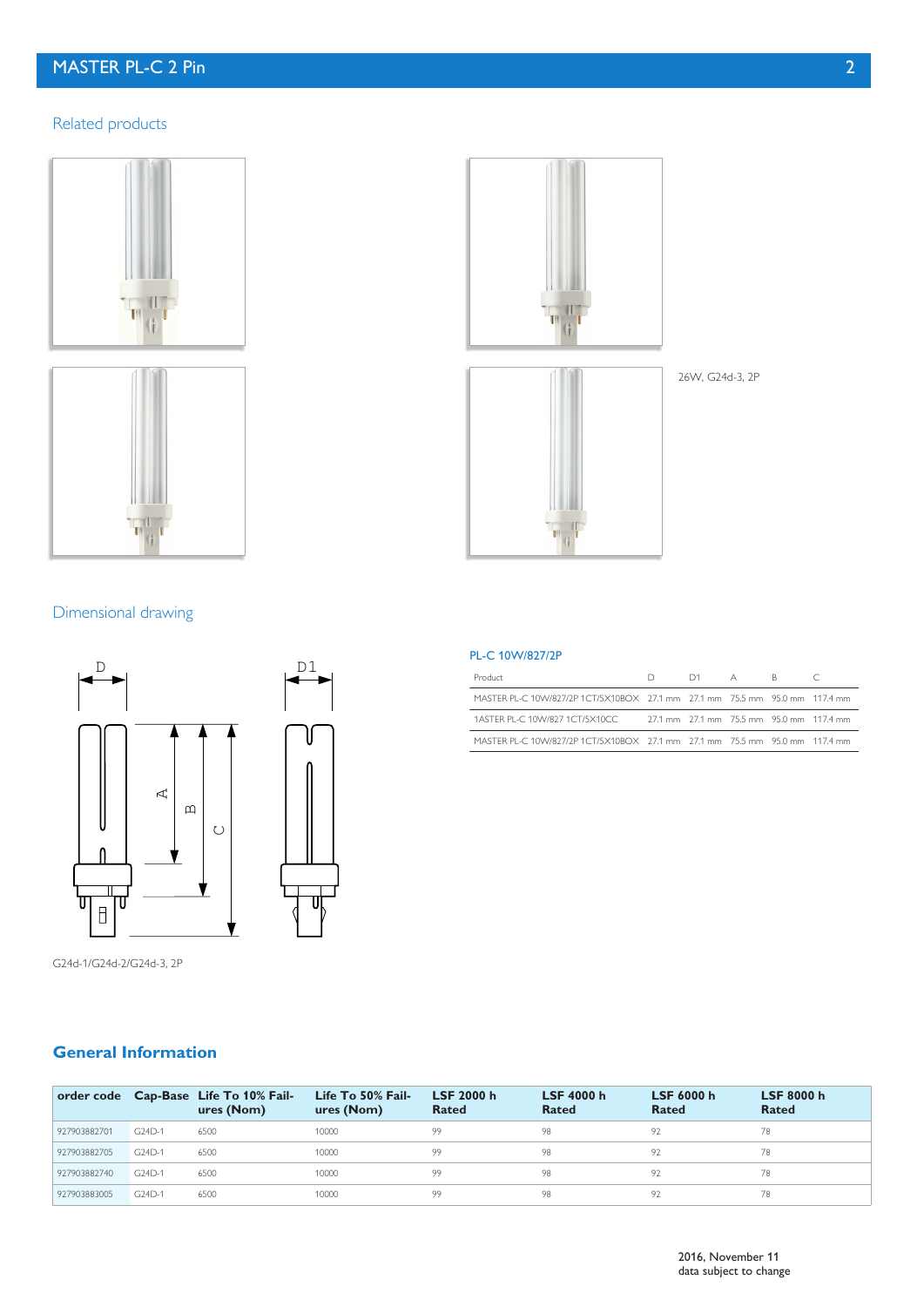## Related products

26W, G24d-3, 2P

## Dimensional drawing

G24d-1/G24d-2/G24d-3, 2P

**PL-C 10W/827/2P**

| Product | D | D1 | A | B | C |
|---|---|---|---|---|---|
| MASTER PL-C 10W/827/2P 1CT/5X10BOX | 27.1 mm | 27.1 mm | 75.5 mm | 95.0 mm | 117.4 mm |
| 1ASTER PL-C 10W/827 1CT/5X10CC | 27.1 mm | 27.1 mm | 75.5 mm | 95.0 mm | 117.4 mm |
| MASTER PL-C 10W/827/2P 1CT/5X10BOX | 27.1 mm | 27.1 mm | 75.5 mm | 95.0 mm | 117.4 mm |

## General Information

| order code | Cap-Base | Life To 10% Failures (Nom) | Life To 50% Failures (Nom) | LSF 2000 h Rated | LSF 4000 h Rated | LSF 6000 h Rated | LSF 8000 h Rated |
|---|---|---|---|---|---|---|---|
| 927903882701 | G24D-1 | 6500 | 10000 | 99 | 98 | 92 | 78 |
| 927903882705 | G24D-1 | 6500 | 10000 | 99 | 98 | 92 | 78 |
| 927903882740 | G24D-1 | 6500 | 10000 | 99 | 98 | 92 | 78 |
| 927903883005 | G24D-1 | 6500 | 10000 | 99 | 98 | 92 | 78 |

2016, November 11
data subject to change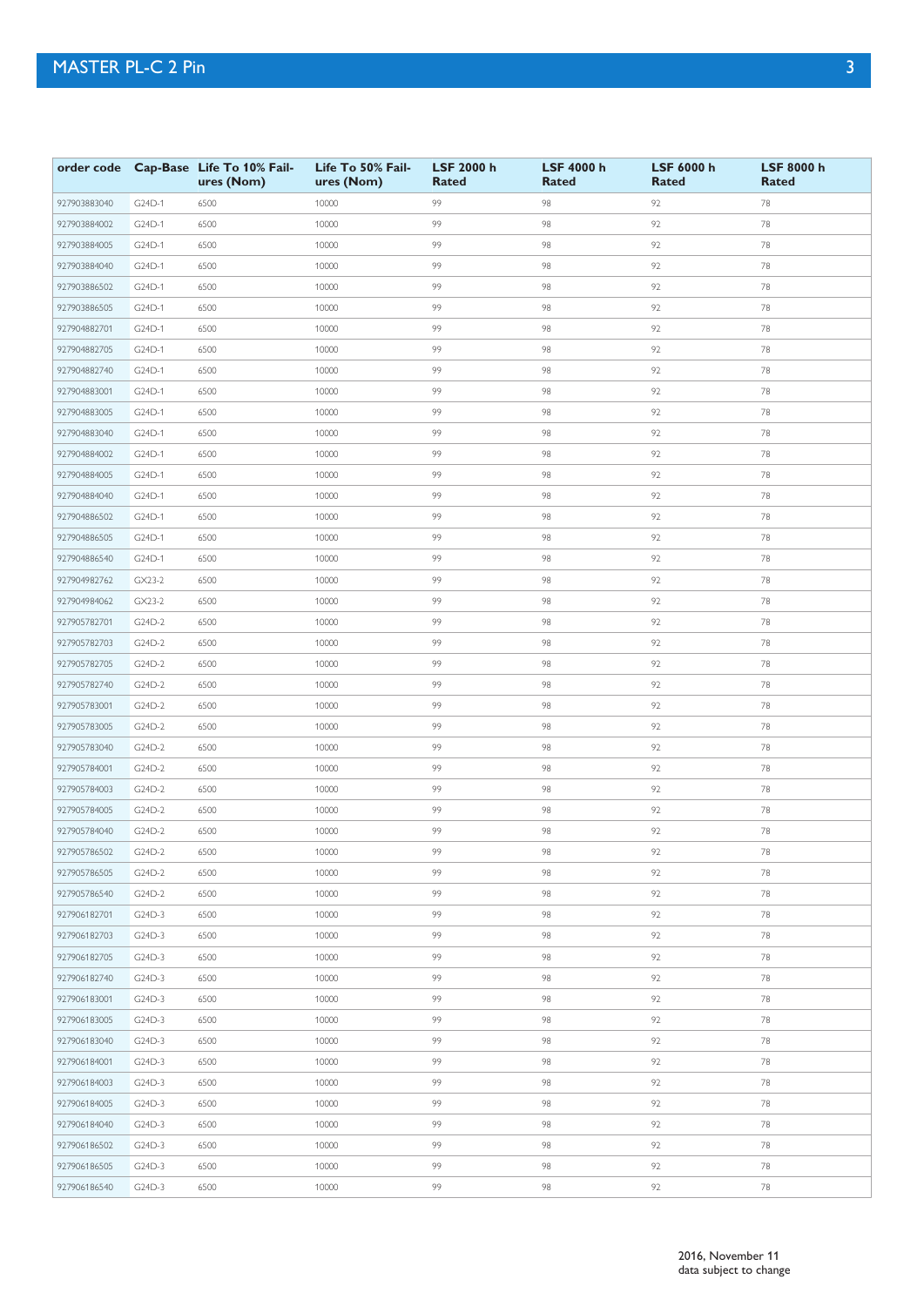| order code | Cap-Base | Life To 10% Failures (Nom) | Life To 50% Failures (Nom) | LSF 2000 h Rated | LSF 4000 h Rated | LSF 6000 h Rated | LSF 8000 h Rated |
|---|---|---|---|---|---|---|---|
| 927903883040 | G24D-1 | 6500 | 10000 | 99 | 98 | 92 | 78 |
| 927903884002 | G24D-1 | 6500 | 10000 | 99 | 98 | 92 | 78 |
| 927903884005 | G24D-1 | 6500 | 10000 | 99 | 98 | 92 | 78 |
| 927903884040 | G24D-1 | 6500 | 10000 | 99 | 98 | 92 | 78 |
| 927903886502 | G24D-1 | 6500 | 10000 | 99 | 98 | 92 | 78 |
| 927903886505 | G24D-1 | 6500 | 10000 | 99 | 98 | 92 | 78 |
| 927904882701 | G24D-1 | 6500 | 10000 | 99 | 98 | 92 | 78 |
| 927904882705 | G24D-1 | 6500 | 10000 | 99 | 98 | 92 | 78 |
| 927904882740 | G24D-1 | 6500 | 10000 | 99 | 98 | 92 | 78 |
| 927904883001 | G24D-1 | 6500 | 10000 | 99 | 98 | 92 | 78 |
| 927904883005 | G24D-1 | 6500 | 10000 | 99 | 98 | 92 | 78 |
| 927904883040 | G24D-1 | 6500 | 10000 | 99 | 98 | 92 | 78 |
| 927904884002 | G24D-1 | 6500 | 10000 | 99 | 98 | 92 | 78 |
| 927904884005 | G24D-1 | 6500 | 10000 | 99 | 98 | 92 | 78 |
| 927904884040 | G24D-1 | 6500 | 10000 | 99 | 98 | 92 | 78 |
| 927904886502 | G24D-1 | 6500 | 10000 | 99 | 98 | 92 | 78 |
| 927904886505 | G24D-1 | 6500 | 10000 | 99 | 98 | 92 | 78 |
| 927904886540 | G24D-1 | 6500 | 10000 | 99 | 98 | 92 | 78 |
| 927904982762 | GX23-2 | 6500 | 10000 | 99 | 98 | 92 | 78 |
| 927904984062 | GX23-2 | 6500 | 10000 | 99 | 98 | 92 | 78 |
| 927905782701 | G24D-2 | 6500 | 10000 | 99 | 98 | 92 | 78 |
| 927905782703 | G24D-2 | 6500 | 10000 | 99 | 98 | 92 | 78 |
| 927905782705 | G24D-2 | 6500 | 10000 | 99 | 98 | 92 | 78 |
| 927905782740 | G24D-2 | 6500 | 10000 | 99 | 98 | 92 | 78 |
| 927905783001 | G24D-2 | 6500 | 10000 | 99 | 98 | 92 | 78 |
| 927905783005 | G24D-2 | 6500 | 10000 | 99 | 98 | 92 | 78 |
| 927905783040 | G24D-2 | 6500 | 10000 | 99 | 98 | 92 | 78 |
| 927905784001 | G24D-2 | 6500 | 10000 | 99 | 98 | 92 | 78 |
| 927905784003 | G24D-2 | 6500 | 10000 | 99 | 98 | 92 | 78 |
| 927905784005 | G24D-2 | 6500 | 10000 | 99 | 98 | 92 | 78 |
| 927905784040 | G24D-2 | 6500 | 10000 | 99 | 98 | 92 | 78 |
| 927905786502 | G24D-2 | 6500 | 10000 | 99 | 98 | 92 | 78 |
| 927905786505 | G24D-2 | 6500 | 10000 | 99 | 98 | 92 | 78 |
| 927905786540 | G24D-2 | 6500 | 10000 | 99 | 98 | 92 | 78 |
| 927906182701 | G24D-3 | 6500 | 10000 | 99 | 98 | 92 | 78 |
| 927906182703 | G24D-3 | 6500 | 10000 | 99 | 98 | 92 | 78 |
| 927906182705 | G24D-3 | 6500 | 10000 | 99 | 98 | 92 | 78 |
| 927906182740 | G24D-3 | 6500 | 10000 | 99 | 98 | 92 | 78 |
| 927906183001 | G24D-3 | 6500 | 10000 | 99 | 98 | 92 | 78 |
| 927906183005 | G24D-3 | 6500 | 10000 | 99 | 98 | 92 | 78 |
| 927906183040 | G24D-3 | 6500 | 10000 | 99 | 98 | 92 | 78 |
| 927906184001 | G24D-3 | 6500 | 10000 | 99 | 98 | 92 | 78 |
| 927906184003 | G24D-3 | 6500 | 10000 | 99 | 98 | 92 | 78 |
| 927906184005 | G24D-3 | 6500 | 10000 | 99 | 98 | 92 | 78 |
| 927906184040 | G24D-3 | 6500 | 10000 | 99 | 98 | 92 | 78 |
| 927906186502 | G24D-3 | 6500 | 10000 | 99 | 98 | 92 | 78 |
| 927906186505 | G24D-3 | 6500 | 10000 | 99 | 98 | 92 | 78 |
| 927906186540 | G24D-3 | 6500 | 10000 | 99 | 98 | 92 | 78 |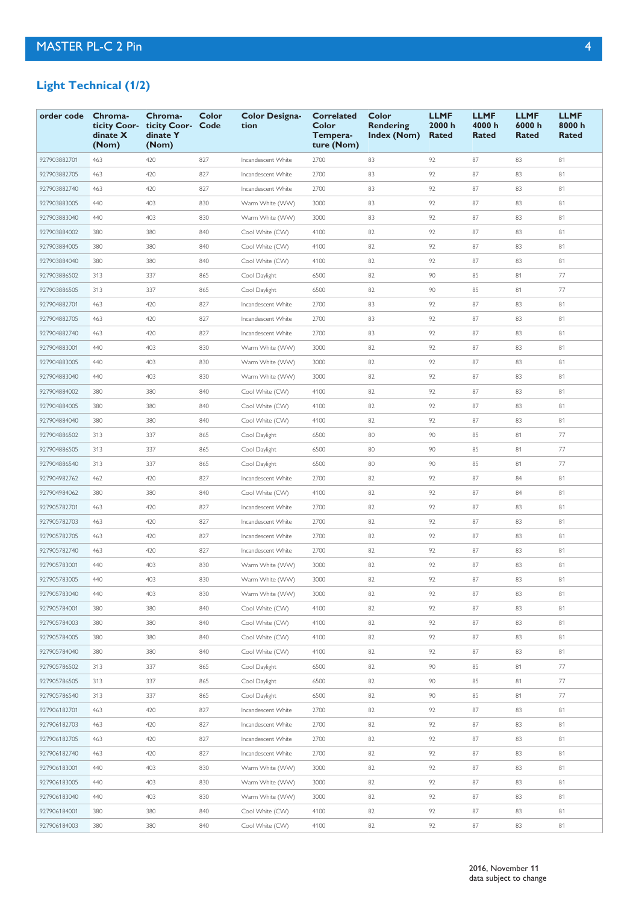## Light Technical (1/2)

| order code | Chromaticity Coordinate X (Nom) | Chromaticity Coordinate Y (Nom) | Color Code | Color Designation | Correlated Color Temperature (Nom) | Color Rendering Index (Nom) | LLMF 2000 h Rated | LLMF 4000 h Rated | LLMF 6000 h Rated | LLMF 8000 h Rated |
|---|---|---|---|---|---|---|---|---|---|---|
| 927903882701 | 463 | 420 | 827 | Incandescent White | 2700 | 83 | 92 | 87 | 83 | 81 |
| 927903882705 | 463 | 420 | 827 | Incandescent White | 2700 | 83 | 92 | 87 | 83 | 81 |
| 927903882740 | 463 | 420 | 827 | Incandescent White | 2700 | 83 | 92 | 87 | 83 | 81 |
| 927903883005 | 440 | 403 | 830 | Warm White (WW) | 3000 | 83 | 92 | 87 | 83 | 81 |
| 927903883040 | 440 | 403 | 830 | Warm White (WW) | 3000 | 83 | 92 | 87 | 83 | 81 |
| 927903884002 | 380 | 380 | 840 | Cool White (CW) | 4100 | 82 | 92 | 87 | 83 | 81 |
| 927903884005 | 380 | 380 | 840 | Cool White (CW) | 4100 | 82 | 92 | 87 | 83 | 81 |
| 927903884040 | 380 | 380 | 840 | Cool White (CW) | 4100 | 82 | 92 | 87 | 83 | 81 |
| 927903886502 | 313 | 337 | 865 | Cool Daylight | 6500 | 82 | 90 | 85 | 81 | 77 |
| 927903886505 | 313 | 337 | 865 | Cool Daylight | 6500 | 82 | 90 | 85 | 81 | 77 |
| 927904882701 | 463 | 420 | 827 | Incandescent White | 2700 | 83 | 92 | 87 | 83 | 81 |
| 927904882705 | 463 | 420 | 827 | Incandescent White | 2700 | 83 | 92 | 87 | 83 | 81 |
| 927904882740 | 463 | 420 | 827 | Incandescent White | 2700 | 83 | 92 | 87 | 83 | 81 |
| 927904883001 | 440 | 403 | 830 | Warm White (WW) | 3000 | 82 | 92 | 87 | 83 | 81 |
| 927904883005 | 440 | 403 | 830 | Warm White (WW) | 3000 | 82 | 92 | 87 | 83 | 81 |
| 927904883040 | 440 | 403 | 830 | Warm White (WW) | 3000 | 82 | 92 | 87 | 83 | 81 |
| 927904884002 | 380 | 380 | 840 | Cool White (CW) | 4100 | 82 | 92 | 87 | 83 | 81 |
| 927904884005 | 380 | 380 | 840 | Cool White (CW) | 4100 | 82 | 92 | 87 | 83 | 81 |
| 927904884040 | 380 | 380 | 840 | Cool White (CW) | 4100 | 82 | 92 | 87 | 83 | 81 |
| 927904886502 | 313 | 337 | 865 | Cool Daylight | 6500 | 80 | 90 | 85 | 81 | 77 |
| 927904886505 | 313 | 337 | 865 | Cool Daylight | 6500 | 80 | 90 | 85 | 81 | 77 |
| 927904886540 | 313 | 337 | 865 | Cool Daylight | 6500 | 80 | 90 | 85 | 81 | 77 |
| 927904982762 | 462 | 420 | 827 | Incandescent White | 2700 | 82 | 92 | 87 | 84 | 81 |
| 927904984062 | 380 | 380 | 840 | Cool White (CW) | 4100 | 82 | 92 | 87 | 84 | 81 |
| 927905782701 | 463 | 420 | 827 | Incandescent White | 2700 | 82 | 92 | 87 | 83 | 81 |
| 927905782703 | 463 | 420 | 827 | Incandescent White | 2700 | 82 | 92 | 87 | 83 | 81 |
| 927905782705 | 463 | 420 | 827 | Incandescent White | 2700 | 82 | 92 | 87 | 83 | 81 |
| 927905782740 | 463 | 420 | 827 | Incandescent White | 2700 | 82 | 92 | 87 | 83 | 81 |
| 927905783001 | 440 | 403 | 830 | Warm White (WW) | 3000 | 82 | 92 | 87 | 83 | 81 |
| 927905783005 | 440 | 403 | 830 | Warm White (WW) | 3000 | 82 | 92 | 87 | 83 | 81 |
| 927905783040 | 440 | 403 | 830 | Warm White (WW) | 3000 | 82 | 92 | 87 | 83 | 81 |
| 927905784001 | 380 | 380 | 840 | Cool White (CW) | 4100 | 82 | 92 | 87 | 83 | 81 |
| 927905784003 | 380 | 380 | 840 | Cool White (CW) | 4100 | 82 | 92 | 87 | 83 | 81 |
| 927905784005 | 380 | 380 | 840 | Cool White (CW) | 4100 | 82 | 92 | 87 | 83 | 81 |
| 927905784040 | 380 | 380 | 840 | Cool White (CW) | 4100 | 82 | 92 | 87 | 83 | 81 |
| 927905786502 | 313 | 337 | 865 | Cool Daylight | 6500 | 82 | 90 | 85 | 81 | 77 |
| 927905786505 | 313 | 337 | 865 | Cool Daylight | 6500 | 82 | 90 | 85 | 81 | 77 |
| 927905786540 | 313 | 337 | 865 | Cool Daylight | 6500 | 82 | 90 | 85 | 81 | 77 |
| 927906182701 | 463 | 420 | 827 | Incandescent White | 2700 | 82 | 92 | 87 | 83 | 81 |
| 927906182703 | 463 | 420 | 827 | Incandescent White | 2700 | 82 | 92 | 87 | 83 | 81 |
| 927906182705 | 463 | 420 | 827 | Incandescent White | 2700 | 82 | 92 | 87 | 83 | 81 |
| 927906182740 | 463 | 420 | 827 | Incandescent White | 2700 | 82 | 92 | 87 | 83 | 81 |
| 927906183001 | 440 | 403 | 830 | Warm White (WW) | 3000 | 82 | 92 | 87 | 83 | 81 |
| 927906183005 | 440 | 403 | 830 | Warm White (WW) | 3000 | 82 | 92 | 87 | 83 | 81 |
| 927906183040 | 440 | 403 | 830 | Warm White (WW) | 3000 | 82 | 92 | 87 | 83 | 81 |
| 927906184001 | 380 | 380 | 840 | Cool White (CW) | 4100 | 82 | 92 | 87 | 83 | 81 |
| 927906184003 | 380 | 380 | 840 | Cool White (CW) | 4100 | 82 | 92 | 87 | 83 | 81 |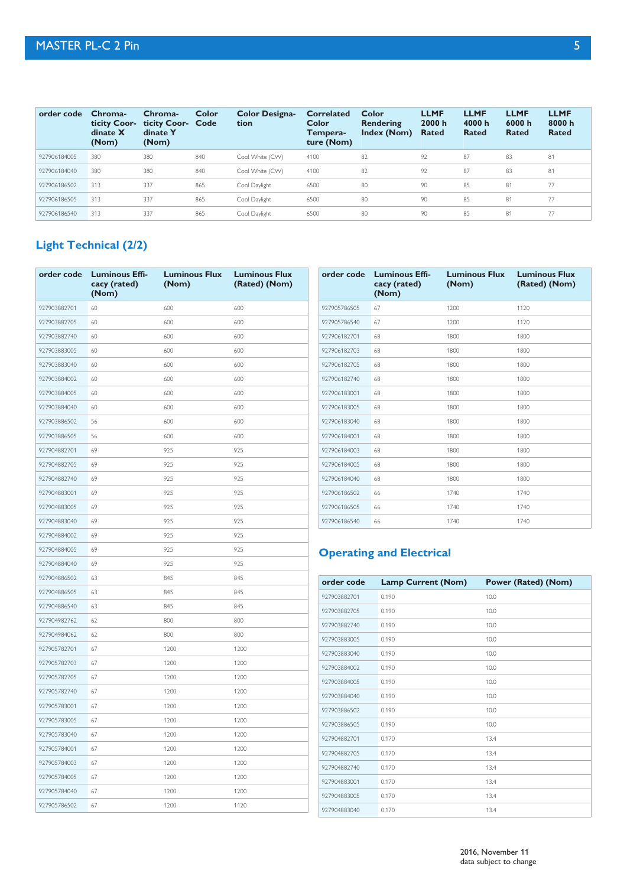| order code | Chroma-ticity Coor-dinate X (Nom) | Chroma-ticity Coor-dinate Y (Nom) | Color Code | Color Designa-tion | Correlated Color Tempera-ture (Nom) | Color Rendering Index (Nom) | LLMF 2000 h Rated | LLMF 4000 h Rated | LLMF 6000 h Rated | LLMF 8000 h Rated |
|---|---|---|---|---|---|---|---|---|---|---|
| 927906184005 | 380 | 380 | 840 | Cool White (CW) | 4100 | 82 | 92 | 87 | 83 | 81 |
| 927906184040 | 380 | 380 | 840 | Cool White (CW) | 4100 | 82 | 92 | 87 | 83 | 81 |
| 927906186502 | 313 | 337 | 865 | Cool Daylight | 6500 | 80 | 90 | 85 | 81 | 77 |
| 927906186505 | 313 | 337 | 865 | Cool Daylight | 6500 | 80 | 90 | 85 | 81 | 77 |
| 927906186540 | 313 | 337 | 865 | Cool Daylight | 6500 | 80 | 90 | 85 | 81 | 77 |

## Light Technical (2/2)

| order code | Luminous Effi-cacy (rated) (Nom) | Luminous Flux (Nom) | Luminous Flux (Rated) (Nom) |
|---|---|---|---|
| 927903882701 | 60 | 600 | 600 |
| 927903882705 | 60 | 600 | 600 |
| 927903882740 | 60 | 600 | 600 |
| 927903883005 | 60 | 600 | 600 |
| 927903883040 | 60 | 600 | 600 |
| 927903884002 | 60 | 600 | 600 |
| 927903884005 | 60 | 600 | 600 |
| 927903884040 | 60 | 600 | 600 |
| 927903886502 | 56 | 600 | 600 |
| 927903886505 | 56 | 600 | 600 |
| 927904882701 | 69 | 925 | 925 |
| 927904882705 | 69 | 925 | 925 |
| 927904882740 | 69 | 925 | 925 |
| 927904883001 | 69 | 925 | 925 |
| 927904883005 | 69 | 925 | 925 |
| 927904883040 | 69 | 925 | 925 |
| 927904884002 | 69 | 925 | 925 |
| 927904884005 | 69 | 925 | 925 |
| 927904884040 | 69 | 925 | 925 |
| 927904886502 | 63 | 845 | 845 |
| 927904886505 | 63 | 845 | 845 |
| 927904886540 | 63 | 845 | 845 |
| 927904982762 | 62 | 800 | 800 |
| 927904984062 | 62 | 800 | 800 |
| 927905782701 | 67 | 1200 | 1200 |
| 927905782703 | 67 | 1200 | 1200 |
| 927905782705 | 67 | 1200 | 1200 |
| 927905782740 | 67 | 1200 | 1200 |
| 927905783001 | 67 | 1200 | 1200 |
| 927905783005 | 67 | 1200 | 1200 |
| 927905783040 | 67 | 1200 | 1200 |
| 927905784001 | 67 | 1200 | 1200 |
| 927905784003 | 67 | 1200 | 1200 |
| 927905784005 | 67 | 1200 | 1200 |
| 927905784040 | 67 | 1200 | 1200 |
| 927905786502 | 67 | 1200 | 1120 |
| 927905786505 | 67 | 1200 | 1120 |
| 927905786540 | 67 | 1200 | 1120 |
| 927906182701 | 68 | 1800 | 1800 |
| 927906182703 | 68 | 1800 | 1800 |
| 927906182705 | 68 | 1800 | 1800 |
| 927906182740 | 68 | 1800 | 1800 |
| 927906183001 | 68 | 1800 | 1800 |
| 927906183005 | 68 | 1800 | 1800 |
| 927906183040 | 68 | 1800 | 1800 |
| 927906184001 | 68 | 1800 | 1800 |
| 927906184003 | 68 | 1800 | 1800 |
| 927906184005 | 68 | 1800 | 1800 |
| 927906184040 | 68 | 1800 | 1800 |
| 927906186502 | 66 | 1740 | 1740 |
| 927906186505 | 66 | 1740 | 1740 |
| 927906186540 | 66 | 1740 | 1740 |

## Operating and Electrical

| order code | Lamp Current (Nom) | Power (Rated) (Nom) |
|---|---|---|
| 927903882701 | 0.190 | 10.0 |
| 927903882705 | 0.190 | 10.0 |
| 927903882740 | 0.190 | 10.0 |
| 927903883005 | 0.190 | 10.0 |
| 927903883040 | 0.190 | 10.0 |
| 927903884002 | 0.190 | 10.0 |
| 927903884005 | 0.190 | 10.0 |
| 927903884040 | 0.190 | 10.0 |
| 927903886502 | 0.190 | 10.0 |
| 927903886505 | 0.190 | 10.0 |
| 927904882701 | 0.170 | 13.4 |
| 927904882705 | 0.170 | 13.4 |
| 927904882740 | 0.170 | 13.4 |
| 927904883001 | 0.170 | 13.4 |
| 927904883005 | 0.170 | 13.4 |
| 927904883040 | 0.170 | 13.4 |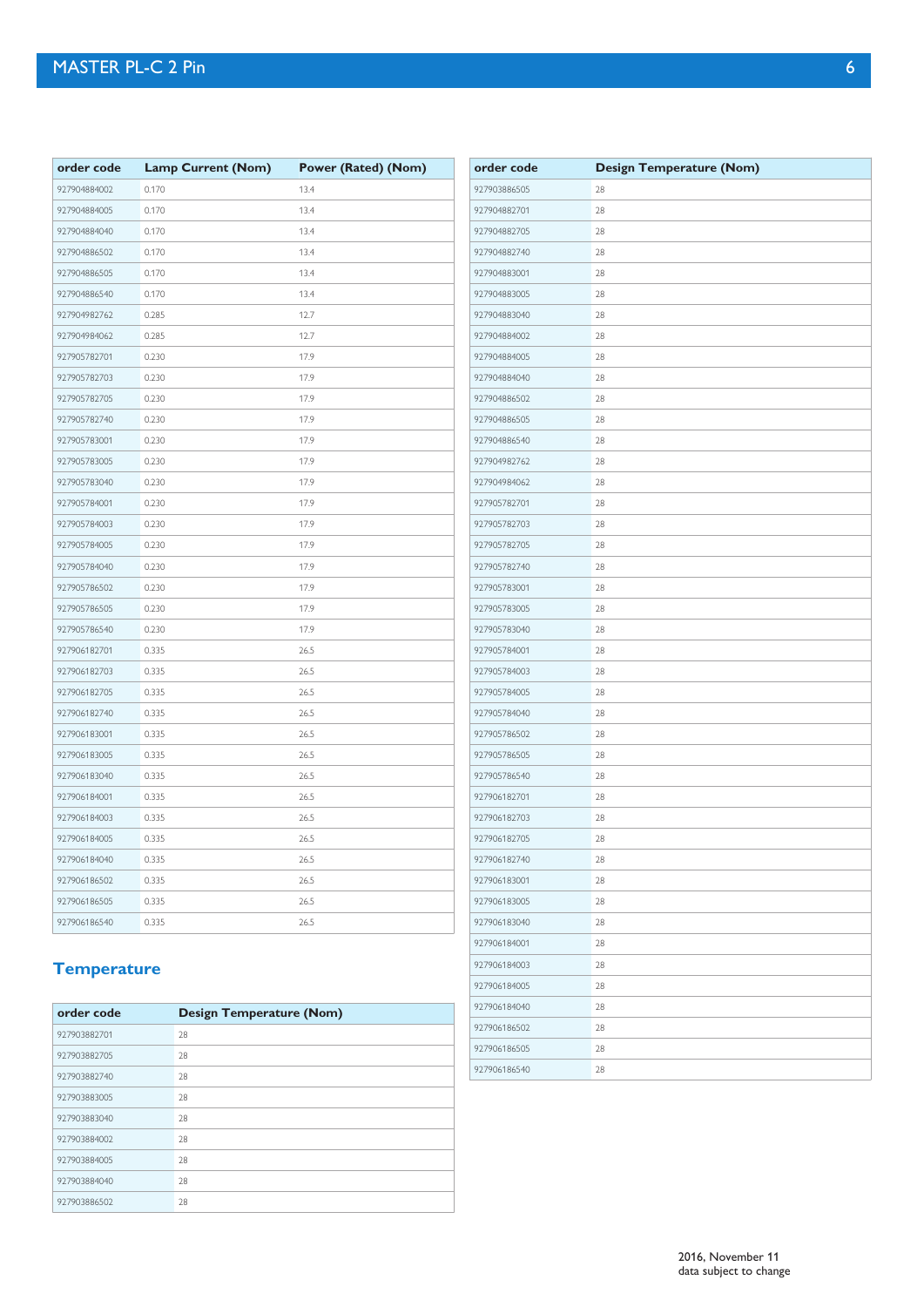| order code | Lamp Current (Nom) | Power (Rated) (Nom) |
|---|---|---|
| 927904884002 | 0.170 | 13.4 |
| 927904884005 | 0.170 | 13.4 |
| 927904884040 | 0.170 | 13.4 |
| 927904886502 | 0.170 | 13.4 |
| 927904886505 | 0.170 | 13.4 |
| 927904886540 | 0.170 | 13.4 |
| 927904982762 | 0.285 | 12.7 |
| 927904984062 | 0.285 | 12.7 |
| 927905782701 | 0.230 | 17.9 |
| 927905782703 | 0.230 | 17.9 |
| 927905782705 | 0.230 | 17.9 |
| 927905782740 | 0.230 | 17.9 |
| 927905783001 | 0.230 | 17.9 |
| 927905783005 | 0.230 | 17.9 |
| 927905783040 | 0.230 | 17.9 |
| 927905784001 | 0.230 | 17.9 |
| 927905784003 | 0.230 | 17.9 |
| 927905784005 | 0.230 | 17.9 |
| 927905784040 | 0.230 | 17.9 |
| 927905786502 | 0.230 | 17.9 |
| 927905786505 | 0.230 | 17.9 |
| 927905786540 | 0.230 | 17.9 |
| 927906182701 | 0.335 | 26.5 |
| 927906182703 | 0.335 | 26.5 |
| 927906182705 | 0.335 | 26.5 |
| 927906182740 | 0.335 | 26.5 |
| 927906183001 | 0.335 | 26.5 |
| 927906183005 | 0.335 | 26.5 |
| 927906183040 | 0.335 | 26.5 |
| 927906184001 | 0.335 | 26.5 |
| 927906184003 | 0.335 | 26.5 |
| 927906184005 | 0.335 | 26.5 |
| 927906184040 | 0.335 | 26.5 |
| 927906186502 | 0.335 | 26.5 |
| 927906186505 | 0.335 | 26.5 |
| 927906186540 | 0.335 | 26.5 |

## Temperature

| order code | Design Temperature (Nom) |
|---|---|
| 927903882701 | 28 |
| 927903882705 | 28 |
| 927903882740 | 28 |
| 927903883005 | 28 |
| 927903883040 | 28 |
| 927903884002 | 28 |
| 927903884005 | 28 |
| 927903884040 | 28 |
| 927903886502 | 28 |
| 927903886505 | 28 |
| 927904882701 | 28 |
| 927904882705 | 28 |
| 927904882740 | 28 |
| 927904883001 | 28 |
| 927904883005 | 28 |
| 927904883040 | 28 |
| 927904884002 | 28 |
| 927904884005 | 28 |
| 927904884040 | 28 |
| 927904886502 | 28 |
| 927904886505 | 28 |
| 927904886540 | 28 |
| 927904982762 | 28 |
| 927904984062 | 28 |
| 927905782701 | 28 |
| 927905782703 | 28 |
| 927905782705 | 28 |
| 927905782740 | 28 |
| 927905783001 | 28 |
| 927905783005 | 28 |
| 927905783040 | 28 |
| 927905784001 | 28 |
| 927905784003 | 28 |
| 927905784005 | 28 |
| 927905784040 | 28 |
| 927905786502 | 28 |
| 927905786505 | 28 |
| 927905786540 | 28 |
| 927906182701 | 28 |
| 927906182703 | 28 |
| 927906182705 | 28 |
| 927906182740 | 28 |
| 927906183001 | 28 |
| 927906183005 | 28 |
| 927906183040 | 28 |
| 927906184001 | 28 |
| 927906184003 | 28 |
| 927906184005 | 28 |
| 927906184040 | 28 |
| 927906186502 | 28 |
| 927906186505 | 28 |
| 927906186540 | 28 |

2016, November 11
data subject to change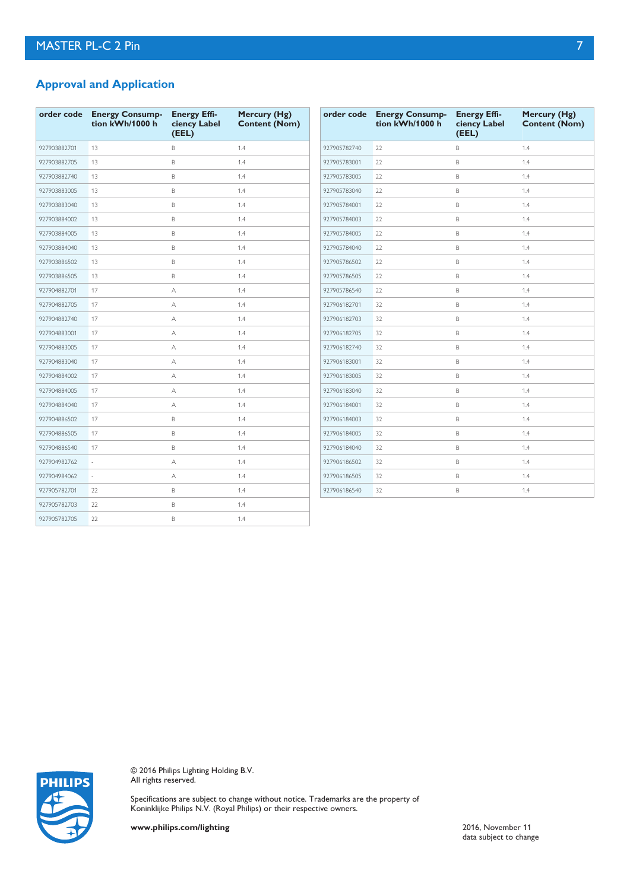## Approval and Application

| order code | Energy Consumption kWh/1000 h | Energy Efficiency Label (EEL) | Mercury (Hg) Content (Nom) |
|---|---|---|---|
| 927903882701 | 13 | B | 1.4 |
| 927903882705 | 13 | B | 1.4 |
| 927903882740 | 13 | B | 1.4 |
| 927903883005 | 13 | B | 1.4 |
| 927903883040 | 13 | B | 1.4 |
| 927903884002 | 13 | B | 1.4 |
| 927903884005 | 13 | B | 1.4 |
| 927903884040 | 13 | B | 1.4 |
| 927903886502 | 13 | B | 1.4 |
| 927903886505 | 13 | B | 1.4 |
| 927904882701 | 17 | A | 1.4 |
| 927904882705 | 17 | A | 1.4 |
| 927904882740 | 17 | A | 1.4 |
| 927904883001 | 17 | A | 1.4 |
| 927904883005 | 17 | A | 1.4 |
| 927904883040 | 17 | A | 1.4 |
| 927904884002 | 17 | A | 1.4 |
| 927904884005 | 17 | A | 1.4 |
| 927904884040 | 17 | A | 1.4 |
| 927904886502 | 17 | B | 1.4 |
| 927904886505 | 17 | B | 1.4 |
| 927904886540 | 17 | B | 1.4 |
| 927904982762 | - | A | 1.4 |
| 927904984062 | - | A | 1.4 |
| 927905782701 | 22 | B | 1.4 |
| 927905782703 | 22 | B | 1.4 |
| 927905782705 | 22 | B | 1.4 |
| 927905782740 | 22 | B | 1.4 |
| 927905783001 | 22 | B | 1.4 |
| 927905783005 | 22 | B | 1.4 |
| 927905783040 | 22 | B | 1.4 |
| 927905784001 | 22 | B | 1.4 |
| 927905784003 | 22 | B | 1.4 |
| 927905784005 | 22 | B | 1.4 |
| 927905784040 | 22 | B | 1.4 |
| 927905786502 | 22 | B | 1.4 |
| 927905786505 | 22 | B | 1.4 |
| 927905786540 | 22 | B | 1.4 |
| 927906182701 | 32 | B | 1.4 |
| 927906182703 | 32 | B | 1.4 |
| 927906182705 | 32 | B | 1.4 |
| 927906182740 | 32 | B | 1.4 |
| 927906183001 | 32 | B | 1.4 |
| 927906183005 | 32 | B | 1.4 |
| 927906183040 | 32 | B | 1.4 |
| 927906184001 | 32 | B | 1.4 |
| 927906184003 | 32 | B | 1.4 |
| 927906184005 | 32 | B | 1.4 |
| 927906184040 | 32 | B | 1.4 |
| 927906186502 | 32 | B | 1.4 |
| 927906186505 | 32 | B | 1.4 |
| 927906186540 | 32 | B | 1.4 |

© 2016 Philips Lighting Holding B.V.
All rights reserved.

Specifications are subject to change without notice. Trademarks are the property of Koninklijke Philips N.V. (Royal Philips) or their respective owners.

**www.philips.com/lighting**

2016, November 11
data subject to change